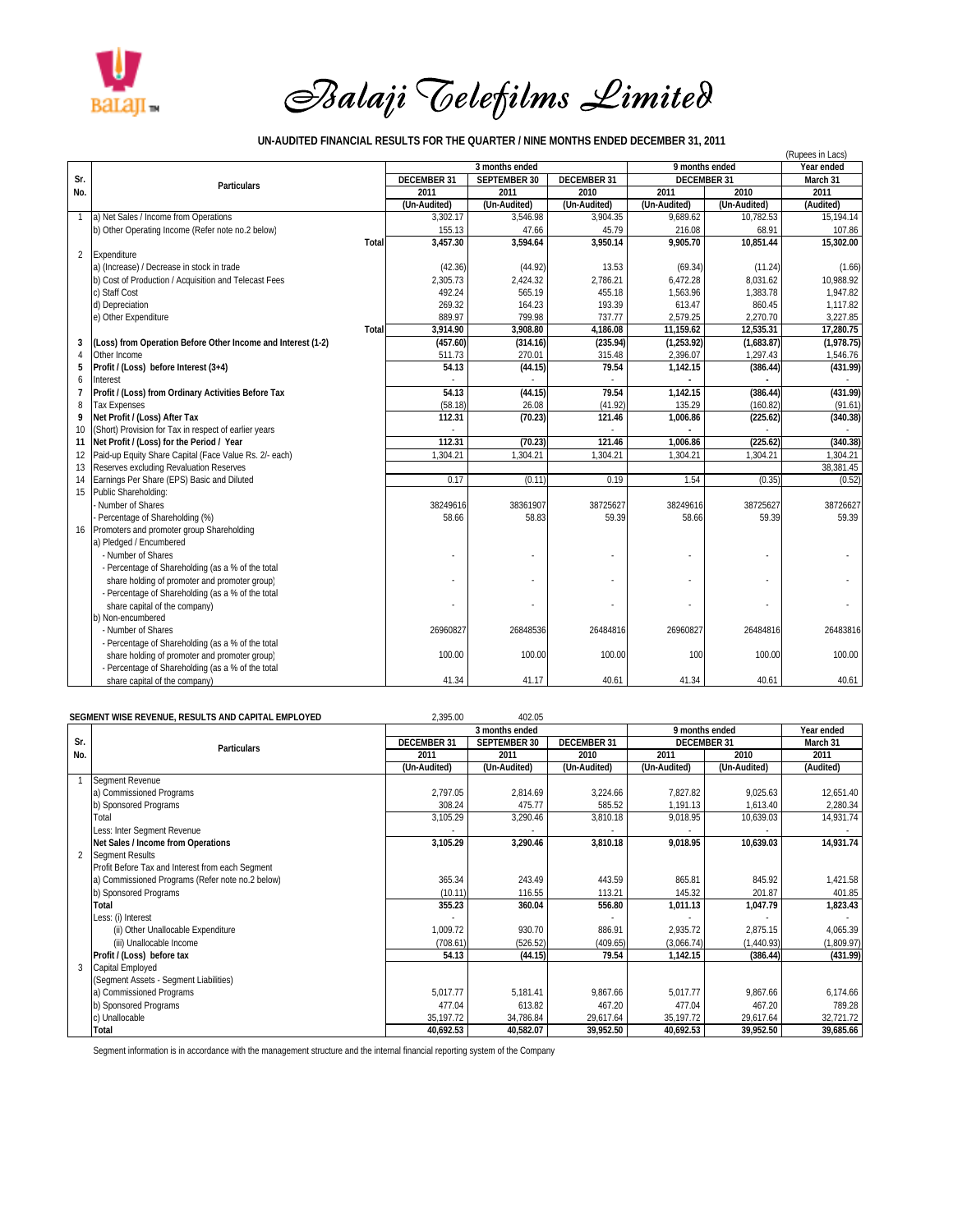# Balaji Telefilms Limited

## UN-AUDITED FINANCIAL RESULTS FOR THE QUARTER / NINE MONTHS ENDED DECEMBER 31, 2011

(Rupees in Lacs)

| Sr. No. | Particulars | 3 months ended | | | 9 months ended | | Year ended |
|---|---|---|---|---|---|---|---|
| | | DECEMBER 31 2011 | SEPTEMBER 30 2011 | DECEMBER 31 2010 | DECEMBER 31 2011 | DECEMBER 31 2010 | March 31 2011 |
| | | (Un-Audited) | (Un-Audited) | (Un-Audited) | (Un-Audited) | (Un-Audited) | (Audited) |
| 1 | a) Net Sales / Income from Operations | 3,302.17 | 3,546.98 | 3,904.35 | 9,689.62 | 10,782.53 | 15,194.14 |
| | b) Other Operating Income (Refer note no.2 below) | 155.13 | 47.66 | 45.79 | 216.08 | 68.91 | 107.86 |
| | **Total** | **3,457.30** | **3,594.64** | **3,950.14** | **9,905.70** | **10,851.44** | **15,302.00** |
| 2 | Expenditure | | | | | | |
| | a) (Increase) / Decrease in stock in trade | (42.36) | (44.92) | 13.53 | (69.34) | (11.24) | (1.66) |
| | b) Cost of Production / Acquisition and Telecast Fees | 2,305.73 | 2,424.32 | 2,786.21 | 6,472.28 | 8,031.62 | 10,988.92 |
| | c) Staff Cost | 492.24 | 565.19 | 455.18 | 1,563.96 | 1,383.78 | 1,947.82 |
| | d) Depreciation | 269.32 | 164.23 | 193.39 | 613.47 | 860.45 | 1,117.82 |
| | e) Other Expenditure | 889.97 | 799.98 | 737.77 | 2,579.25 | 2,270.70 | 3,227.85 |
| | **Total** | **3,914.90** | **3,908.80** | **4,186.08** | **11,159.62** | **12,535.31** | **17,280.75** |
| **3** | **(Loss) from Operation Before Other Income and Interest (1-2)** | **(457.60)** | **(314.16)** | **(235.94)** | **(1,253.92)** | **(1,683.87)** | **(1,978.75)** |
| 4 | Other Income | 511.73 | 270.01 | 315.48 | 2,396.07 | 1,297.43 | 1,546.76 |
| **5** | **Profit / (Loss) before Interest (3+4)** | **54.13** | **(44.15)** | **79.54** | **1,142.15** | **(386.44)** | **(431.99)** |
| 6 | Interest | - | - | - | - | - | - |
| **7** | **Profit / (Loss) from Ordinary Activities Before Tax** | **54.13** | **(44.15)** | **79.54** | **1,142.15** | **(386.44)** | **(431.99)** |
| 8 | Tax Expenses | (58.18) | 26.08 | (41.92) | 135.29 | (160.82) | (91.61) |
| **9** | **Net Profit / (Loss) After Tax** | **112.31** | **(70.23)** | **121.46** | **1,006.86** | **(225.62)** | **(340.38)** |
| 10 | (Short) Provision for Tax in respect of earlier years | - | | - | - | - | - |
| **11** | **Net Profit / (Loss) for the Period / Year** | **112.31** | **(70.23)** | **121.46** | **1,006.86** | **(225.62)** | **(340.38)** |
| 12 | Paid-up Equity Share Capital (Face Value Rs. 2/- each) | 1,304.21 | 1,304.21 | 1,304.21 | 1,304.21 | 1,304.21 | 1,304.21 |
| 13 | Reserves excluding Revaluation Reserves | | | | | | 38,381.45 |
| 14 | Earnings Per Share (EPS) Basic and Diluted | 0.17 | (0.11) | 0.19 | 1.54 | (0.35) | (0.52) |
| 15 | Public Shareholding: | | | | | | |
| | - Number of Shares | 38249616 | 38361907 | 38725627 | 38249616 | 38725627 | 38726627 |
| | - Percentage of Shareholding (%) | 58.66 | 58.83 | 59.39 | 58.66 | 59.39 | 59.39 |
| 16 | Promoters and promoter group Shareholding | | | | | | |
| | a) Pledged / Encumbered | | | | | | |
| | - Number of Shares | - | - | - | - | - | - |
| | - Percentage of Shareholding (as a % of the total share holding of promoter and promoter group) | - | - | - | - | - | - |
| | - Percentage of Shareholding (as a % of the total share capital of the company) | - | - | - | - | - | - |
| | b) Non-encumbered | | | | | | |
| | - Number of Shares | 26960827 | 26848536 | 26484816 | 26960827 | 26484816 | 26483816 |
| | - Percentage of Shareholding (as a % of the total share holding of promoter and promoter group) | 100.00 | 100.00 | 100.00 | 100 | 100.00 | 100.00 |
| | - Percentage of Shareholding (as a % of the total share capital of the company) | 41.34 | 41.17 | 40.61 | 41.34 | 40.61 | 40.61 |

## SEGMENT WISE REVENUE, RESULTS AND CAPITAL EMPLOYED

2,395.00 402.05

| Sr. No. | Particulars | 3 months ended | | | 9 months ended | | Year ended |
|---|---|---|---|---|---|---|---|
| | | DECEMBER 31 2011 | SEPTEMBER 30 2011 | DECEMBER 31 2010 | DECEMBER 31 2011 | DECEMBER 31 2010 | March 31 2011 |
| | | (Un-Audited) | (Un-Audited) | (Un-Audited) | (Un-Audited) | (Un-Audited) | (Audited) |
| 1 | Segment Revenue | | | | | | |
| | a) Commissioned Programs | 2,797.05 | 2,814.69 | 3,224.66 | 7,827.82 | 9,025.63 | 12,651.40 |
| | b) Sponsored Programs | 308.24 | 475.77 | 585.52 | 1,191.13 | 1,613.40 | 2,280.34 |
| | Total | 3,105.29 | 3,290.46 | 3,810.18 | 9,018.95 | 10,639.03 | 14,931.74 |
| | Less: Inter Segment Revenue | - | - | - | - | - | - |
| | **Net Sales / Income from Operations** | **3,105.29** | **3,290.46** | **3,810.18** | **9,018.95** | **10,639.03** | **14,931.74** |
| 2 | Segment Results | | | | | | |
| | Profit Before Tax and Interest from each Segment | | | | | | |
| | a) Commissioned Programs (Refer note no.2 below) | 365.34 | 243.49 | 443.59 | 865.81 | 845.92 | 1,421.58 |
| | b) Sponsored Programs | (10.11) | 116.55 | 113.21 | 145.32 | 201.87 | 401.85 |
| | **Total** | **355.23** | **360.04** | **556.80** | **1,011.13** | **1,047.79** | **1,823.43** |
| | Less: (i) Interest | - | - | - | - | - | - |
| | (ii) Other Unallocable Expenditure | 1,009.72 | 930.70 | 886.91 | 2,935.72 | 2,875.15 | 4,065.39 |
| | (iii) Unallocable Income | (708.61) | (526.52) | (409.65) | (3,066.74) | (1,440.93) | (1,809.97) |
| | **Profit / (Loss) before tax** | **54.13** | **(44.15)** | **79.54** | **1,142.15** | **(386.44)** | **(431.99)** |
| 3 | Capital Employed | | | | | | |
| | (Segment Assets - Segment Liabilities) | | | | | | |
| | a) Commissioned Programs | 5,017.77 | 5,181.41 | 9,867.66 | 5,017.77 | 9,867.66 | 6,174.66 |
| | b) Sponsored Programs | 477.04 | 613.82 | 467.20 | 477.04 | 467.20 | 789.28 |
| | c) Unallocable | 35,197.72 | 34,786.84 | 29,617.64 | 35,197.72 | 29,617.64 | 32,721.72 |
| | **Total** | **40,692.53** | **40,582.07** | **39,952.50** | **40,692.53** | **39,952.50** | **39,685.66** |

Segment information is in accordance with the management structure and the internal financial reporting system of the Company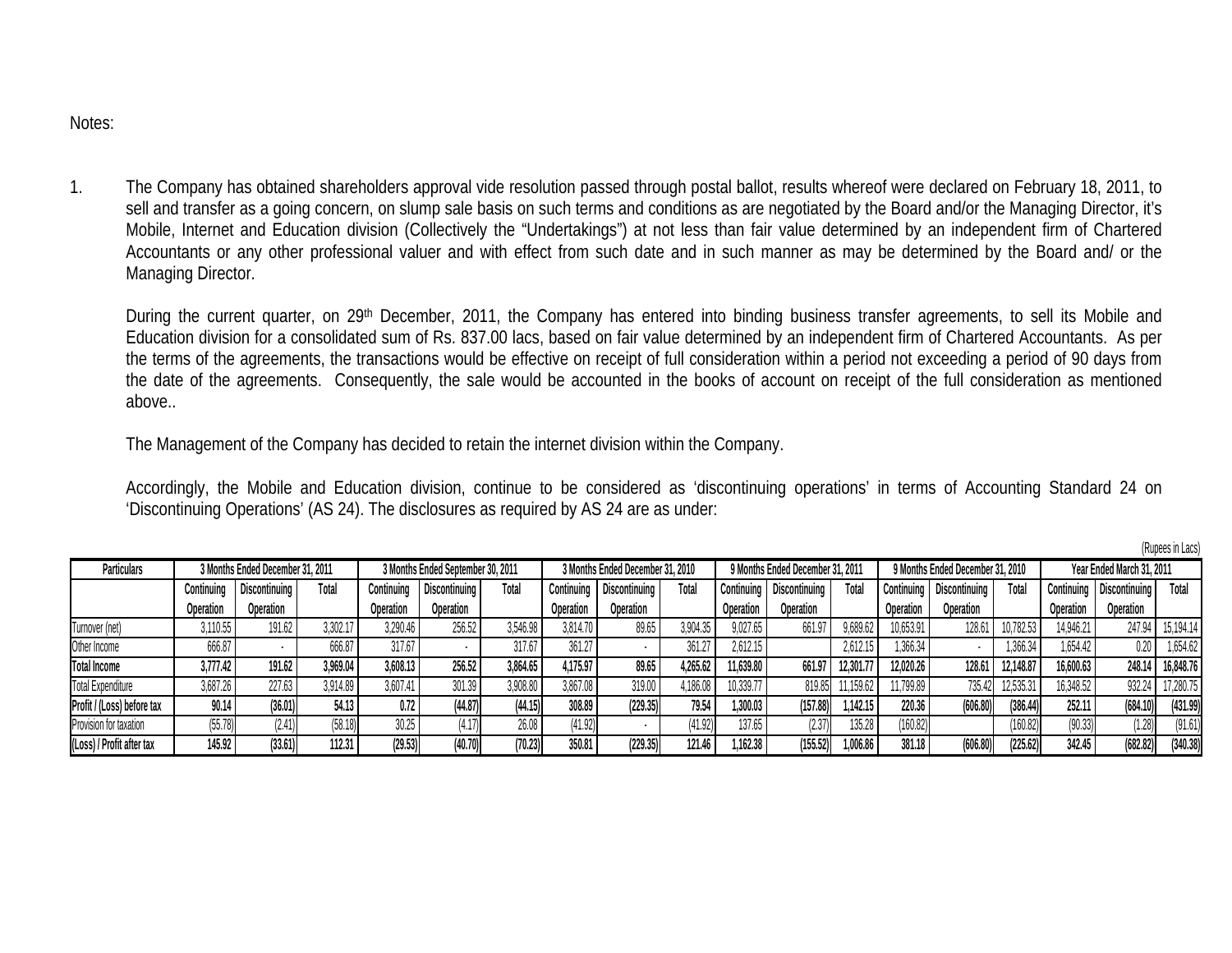Notes:

1. The Company has obtained shareholders approval vide resolution passed through postal ballot, results whereof were declared on February 18, 2011, to sell and transfer as a going concern, on slump sale basis on such terms and conditions as are negotiated by the Board and/or the Managing Director, it's Mobile, Internet and Education division (Collectively the "Undertakings") at not less than fair value determined by an independent firm of Chartered Accountants or any other professional valuer and with effect from such date and in such manner as may be determined by the Board and/ or the Managing Director.

   During the current quarter, on 29th December, 2011, the Company has entered into binding business transfer agreements, to sell its Mobile and Education division for a consolidated sum of Rs. 837.00 lacs, based on fair value determined by an independent firm of Chartered Accountants. As per the terms of the agreements, the transactions would be effective on receipt of full consideration within a period not exceeding a period of 90 days from the date of the agreements. Consequently, the sale would be accounted in the books of account on receipt of the full consideration as mentioned above..

   The Management of the Company has decided to retain the internet division within the Company.

   Accordingly, the Mobile and Education division, continue to be considered as 'discontinuing operations' in terms of Accounting Standard 24 on 'Discontinuing Operations' (AS 24). The disclosures as required by AS 24 are as under:

(Rupees in Lacs)

| Particulars | 3 Months Ended December 31, 2011 | | | 3 Months Ended September 30, 2011 | | | 3 Months Ended December 31, 2010 | | | 9 Months Ended December 31, 2011 | | | 9 Months Ended December 31, 2010 | | | Year Ended March 31, 2011 | | |
|---|---|---|---|---|---|---|---|---|---|---|---|---|---|---|---|---|---|---|
| | Continuing Operation | Discontinuing Operation | Total | Continuing Operation | Discontinuing Operation | Total | Continuing Operation | Discontinuing Operation | Total | Continuing Operation | Discontinuing Operation | Total | Continuing Operation | Discontinuing Operation | Total | Continuing Operation | Discontinuing Operation | Total |
| Turnover (net) | 3,110.55 | 191.62 | 3,302.17 | 3,290.46 | 256.52 | 3,546.98 | 3,814.70 | 89.65 | 3,904.35 | 9,027.65 | 661.97 | 9,689.62 | 10,653.91 | 128.61 | 10,782.53 | 14,946.21 | 247.94 | 15,194.14 |
| Other Income | 666.87 | - | 666.87 | 317.67 | - | 317.67 | 361.27 | - | 361.27 | 2,612.15 | | 2,612.15 | 1,366.34 | - | 1,366.34 | 1,654.42 | 0.20 | 1,654.62 |
| **Total Income** | **3,777.42** | **191.62** | **3,969.04** | **3,608.13** | **256.52** | **3,864.65** | **4,175.97** | **89.65** | **4,265.62** | **11,639.80** | **661.97** | **12,301.77** | **12,020.26** | **128.61** | **12,148.87** | **16,600.63** | **248.14** | **16,848.76** |
| Total Expenditure | 3,687.26 | 227.63 | 3,914.89 | 3,607.41 | 301.39 | 3,908.80 | 3,867.08 | 319.00 | 4,186.08 | 10,339.77 | 819.85 | 11,159.62 | 11,799.89 | 735.42 | 12,535.31 | 16,348.52 | 932.24 | 17,280.75 |
| **Profit / (Loss) before tax** | **90.14** | **(36.01)** | **54.13** | **0.72** | **(44.87)** | **(44.15)** | **308.89** | **(229.35)** | **79.54** | **1,300.03** | **(157.88)** | **1,142.15** | **220.36** | **(606.80)** | **(386.44)** | **252.11** | **(684.10)** | **(431.99)** |
| Provision for taxation | (55.78) | (2.41) | (58.18) | 30.25 | (4.17) | 26.08 | (41.92) | - | (41.92) | 137.65 | (2.37) | 135.28 | (160.82) | | (160.82) | (90.33) | (1.28) | (91.61) |
| **(Loss) / Profit after tax** | **145.92** | **(33.61)** | **112.31** | **(29.53)** | **(40.70)** | **(70.23)** | **350.81** | **(229.35)** | **121.46** | **1,162.38** | **(155.52)** | **1,006.86** | **381.18** | **(606.80)** | **(225.62)** | **342.45** | **(682.82)** | **(340.38)** |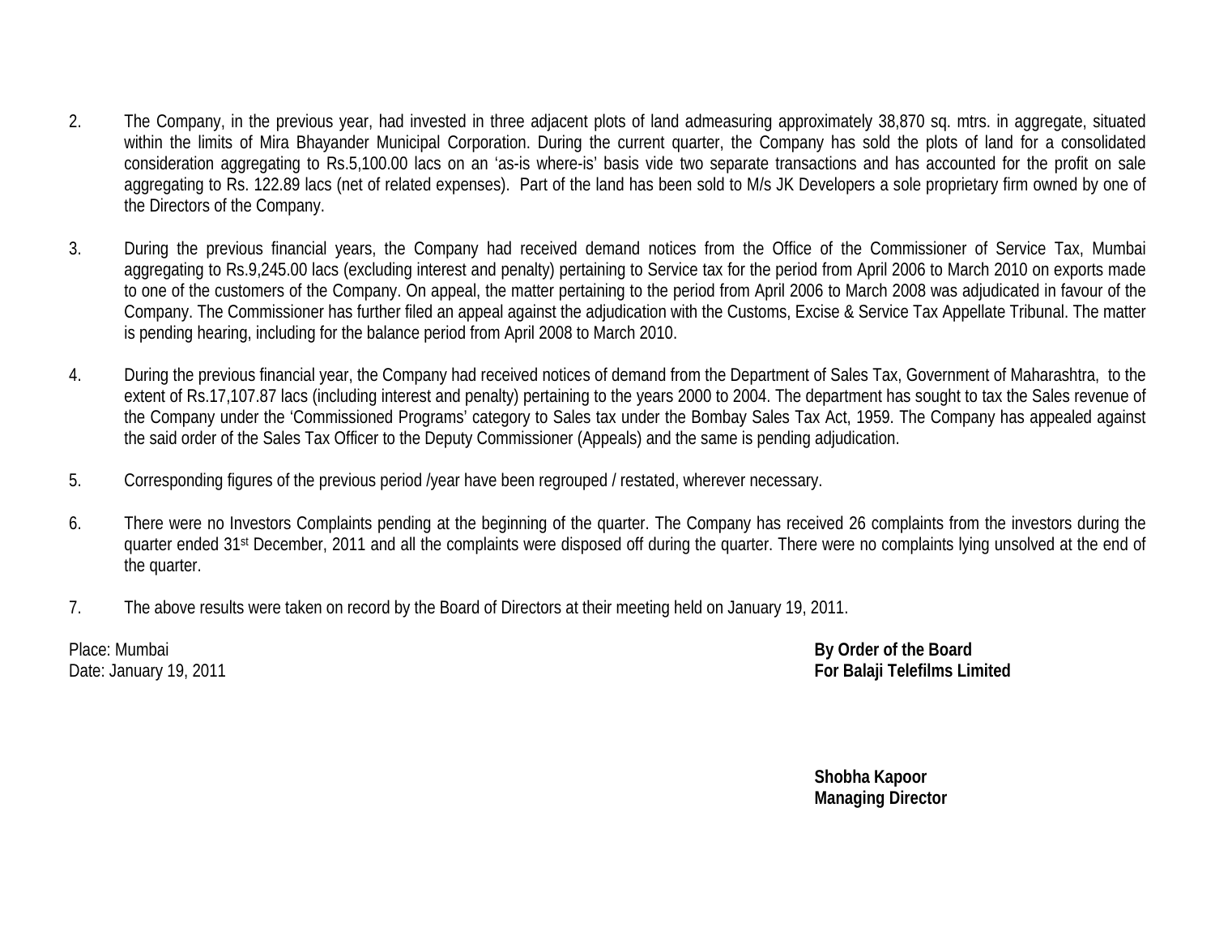2. The Company, in the previous year, had invested in three adjacent plots of land admeasuring approximately 38,870 sq. mtrs. in aggregate, situated within the limits of Mira Bhayander Municipal Corporation. During the current quarter, the Company has sold the plots of land for a consolidated consideration aggregating to Rs.5,100.00 lacs on an 'as-is where-is' basis vide two separate transactions and has accounted for the profit on sale aggregating to Rs. 122.89 lacs (net of related expenses). Part of the land has been sold to M/s JK Developers a sole proprietary firm owned by one of the Directors of the Company.

3. During the previous financial years, the Company had received demand notices from the Office of the Commissioner of Service Tax, Mumbai aggregating to Rs.9,245.00 lacs (excluding interest and penalty) pertaining to Service tax for the period from April 2006 to March 2010 on exports made to one of the customers of the Company. On appeal, the matter pertaining to the period from April 2006 to March 2008 was adjudicated in favour of the Company. The Commissioner has further filed an appeal against the adjudication with the Customs, Excise & Service Tax Appellate Tribunal. The matter is pending hearing, including for the balance period from April 2008 to March 2010.

4. During the previous financial year, the Company had received notices of demand from the Department of Sales Tax, Government of Maharashtra, to the extent of Rs.17,107.87 lacs (including interest and penalty) pertaining to the years 2000 to 2004. The department has sought to tax the Sales revenue of the Company under the 'Commissioned Programs' category to Sales tax under the Bombay Sales Tax Act, 1959. The Company has appealed against the said order of the Sales Tax Officer to the Deputy Commissioner (Appeals) and the same is pending adjudication.

5. Corresponding figures of the previous period /year have been regrouped / restated, wherever necessary.

6. There were no Investors Complaints pending at the beginning of the quarter. The Company has received 26 complaints from the investors during the quarter ended 31st December, 2011 and all the complaints were disposed off during the quarter. There were no complaints lying unsolved at the end of the quarter.

7. The above results were taken on record by the Board of Directors at their meeting held on January 19, 2011.

Place: Mumbai
Date: January 19, 2011

**By Order of the Board**
**For Balaji Telefilms Limited**

**Shobha Kapoor**
**Managing Director**